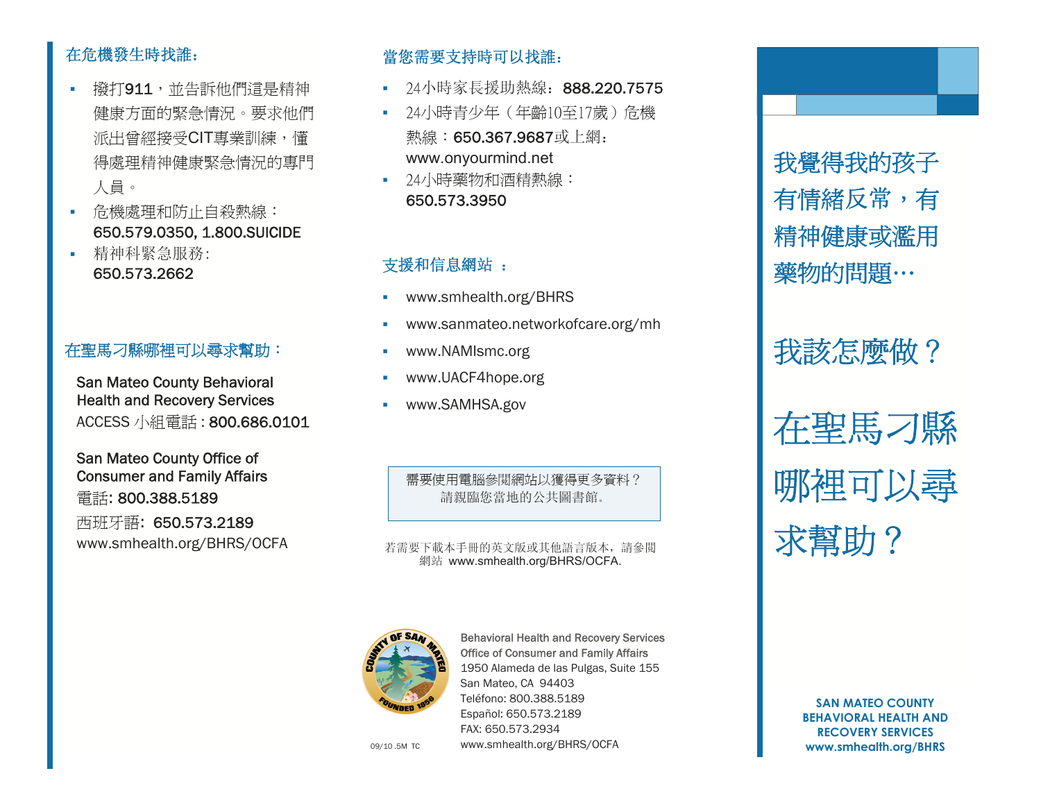## 在危機發生時找誰：

- 撥打911，並告訴他們這是精神健康方面的緊急情況。要求他們派出曾經接受CIT專業訓練，懂得處理精神健康緊急情況的專門人員。
- 危機處理和防止自殺熱線：**650.579.0350, 1.800.SUICIDE**
- 精神科緊急服務: **650.573.2662**

## 在聖馬刁縣哪裡可以尋求幫助：

San Mateo County Behavioral Health and Recovery Services
ACCESS 小組電話 : **800.686.0101**

San Mateo County Office of Consumer and Family Affairs
電話: **800.388.5189**
西班牙語: **650.573.2189**
www.smhealth.org/BHRS/OCFA

## 當您需要支持時可以找誰：

- 24小時家長援助熱線：**888.220.7575**
- 24小時青少年（年齡10至17歲）危機熱線：**650.367.9687**或上網：www.onyourmind.net
- 24小時藥物和酒精熱線：**650.573.3950**

## 支援和信息網站 ：

- www.smhealth.org/BHRS
- www.sanmateo.networkofcare.org/mh
- www.NAMIsmc.org
- www.UACF4hope.org
- www.SAMHSA.gov

需要使用電腦參閱網站以獲得更多資料？
請親臨您當地的公共圖書館。

若需要下載本手冊的英文版或其他語言版本，請參閱網站 www.smhealth.org/BHRS/OCFA.

COUNTY OF SAN MATEO FOUNDED 1856

Behavioral Health and Recovery Services
Office of Consumer and Family Affairs
1950 Alameda de las Pulgas, Suite 155
San Mateo, CA 94403
Teléfono: 800.388.5189
Español: 650.573.2189
FAX: 650.573.2934
www.smhealth.org/BHRS/OCFA

09/10 .5M TC

# 我覺得我的孩子有情緒反常，有精神健康或濫用藥物的問題…

# 我該怎麼做？

# 在聖馬刁縣哪裡可以尋求幫助？

**SAN MATEO COUNTY BEHAVIORAL HEALTH AND RECOVERY SERVICES**
**www.smhealth.org/BHRS**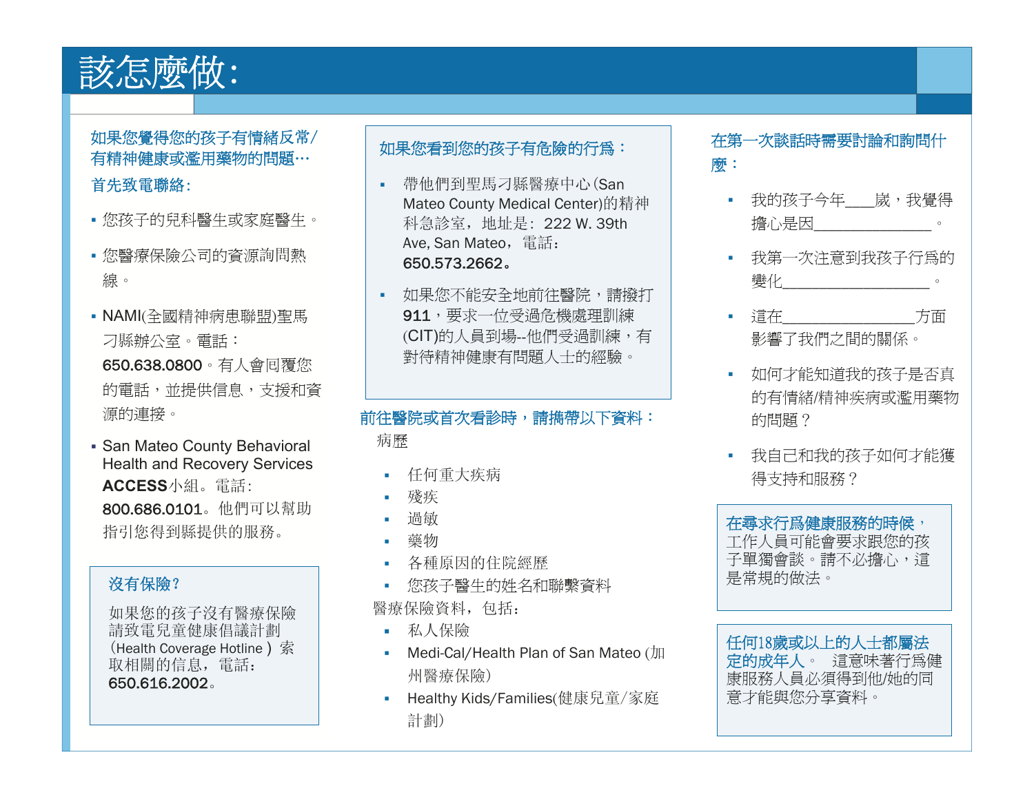# 該怎麼做:

### 如果您覺得您的孩子有情緒反常/有精神健康或濫用藥物的問題…

**首先致電聯絡:**

- 您孩子的兒科醫生或家庭醫生。
- 您醫療保險公司的資源詢問熱線。
- NAMI(全國精神病患聯盟)聖馬刁縣辦公室。電話：**650.638.0800**。有人會回覆您的電話，並提供信息，支援和資源的連接。
- San Mateo County Behavioral Health and Recovery Services **ACCESS**小組。電話:**800.686.0101**。他們可以幫助指引您得到縣提供的服務。

**沒有保險?**

如果您的孩子沒有醫療保險請致電兒童健康倡議計劃（Health Coverage Hotline）索取相關的信息，電話：**650.616.2002**。

### 如果您看到您的孩子有危險的行爲：

- 帶他們到聖馬刁縣醫療中心(San Mateo County Medical Center)的精神科急診室，地址是：222 W. 39th Ave, San Mateo，電話：**650.573.2662**。
- 如果您不能安全地前往醫院，請撥打**911**，要求一位受過危機處理訓練(CIT)的人員到場--他們受過訓練，有對待精神健康有問題人士的經驗。

### 前往醫院或首次看診時，請攜帶以下資料：

病歷

- 任何重大疾病
- 殘疾
- 過敏
- 藥物
- 各種原因的住院經歷
- 您孩子醫生的姓名和聯繫資料

醫療保險資料，包括：

- 私人保險
- Medi-Cal/Health Plan of San Mateo (加州醫療保險)
- Healthy Kids/Families(健康兒童/家庭計劃)

### 在第一次談話時需要討論和詢問什麼：

- 我的孩子今年___歲，我覺得擔心是因______________。
- 我第一次注意到我孩子行爲的變化_________________。
- 這在________________方面影響了我們之間的關係。
- 如何才能知道我的孩子是否真的有情緒/精神疾病或濫用藥物的問題？
- 我自己和我的孩子如何才能獲得支持和服務？

**在尋求行爲健康服務的時候，**工作人員可能會要求跟您的孩子單獨會談。請不必擔心，這是常規的做法。

**任何18歲或以上的人士都屬法定的成年人。**　這意味著行爲健康服務人員必須得到他/她的同意才能與您分享資料。